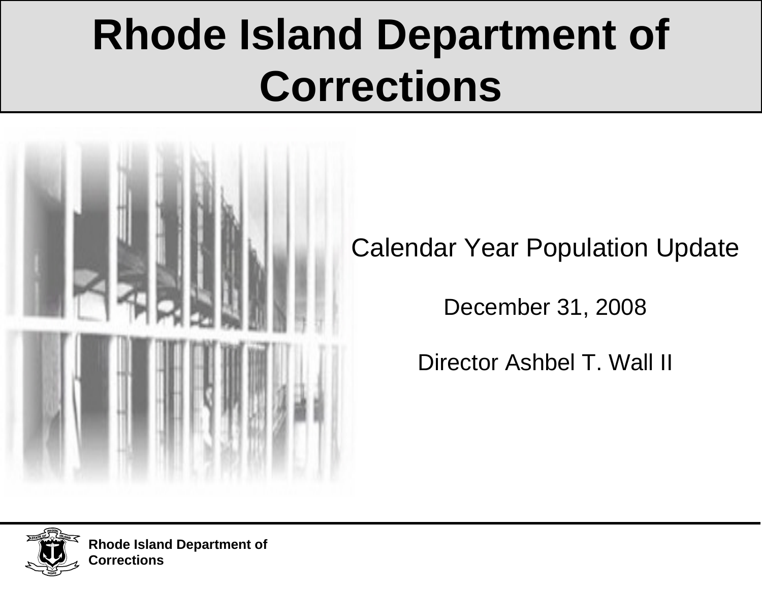# Rhode Island Department of Corrections

Calendar Year Population Update

December 31, 2008

Director Ashbel T. Wall II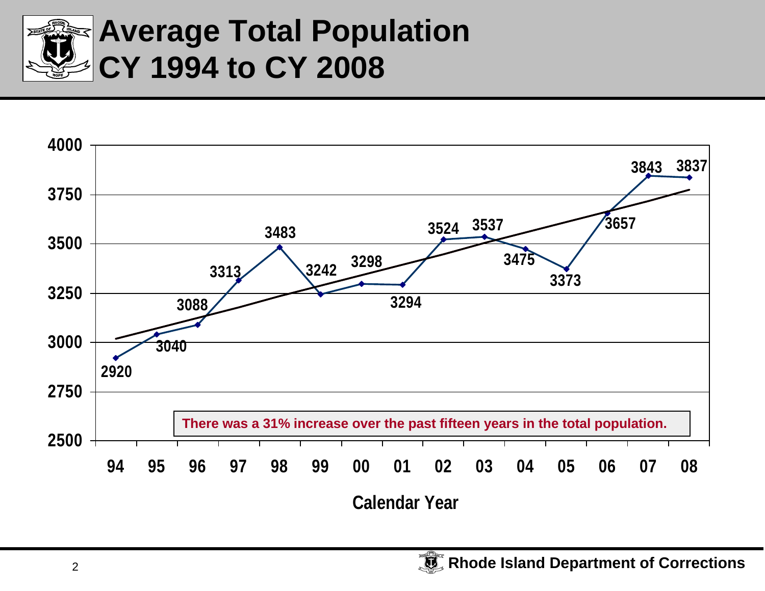# Average Total Population CY 1994 to CY 2008

| Calendar Year | Average Total Population |
|---|---|
| 94 | 2920 |
| 95 | 3040 |
| 96 | 3088 |
| 97 | 3313 |
| 98 | 3483 |
| 99 | 3242 |
| 00 | 3298 |
| 01 | 3294 |
| 02 | 3524 |
| 03 | 3537 |
| 04 | 3475 |
| 05 | 3373 |
| 06 | 3657 |
| 07 | 3843 |
| 08 | 3837 |

There was a 31% increase over the past fifteen years in the total population.

Rhode Island Department of Corrections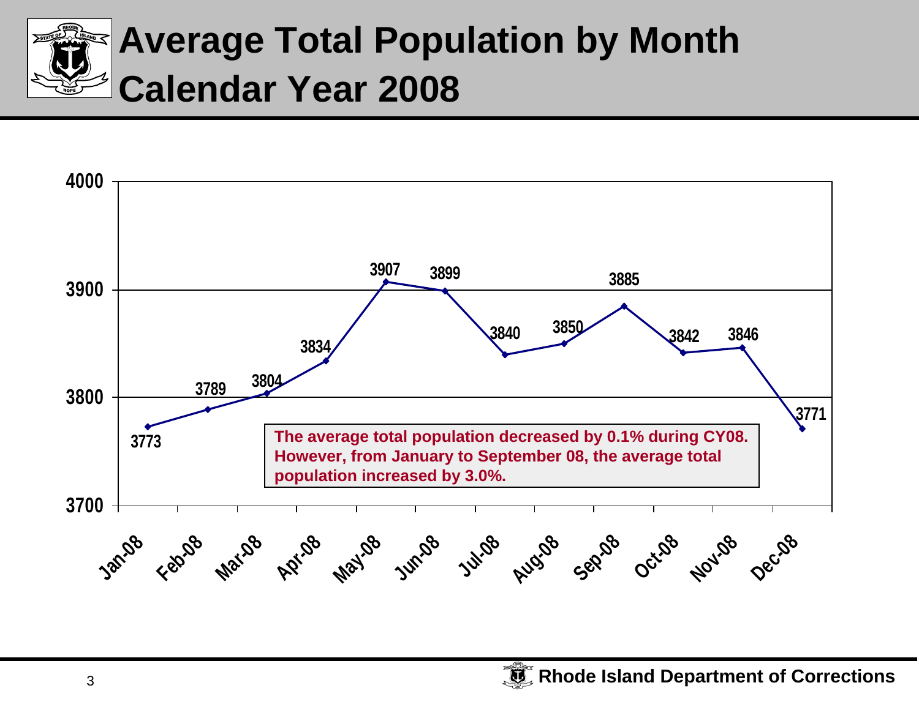# Average Total Population by Month Calendar Year 2008

| Month | Average Total Population |
|---|---|
| Jan-08 | 3773 |
| Feb-08 | 3789 |
| Mar-08 | 3804 |
| Apr-08 | 3834 |
| May-08 | 3907 |
| Jun-08 | 3899 |
| Jul-08 | 3840 |
| Aug-08 | 3850 |
| Sep-08 | 3885 |
| Oct-08 | 3842 |
| Nov-08 | 3846 |
| Dec-08 | 3771 |

**The average total population decreased by 0.1% during CY08. However, from January to September 08, the average total population increased by 3.0%.**

Rhode Island Department of Corrections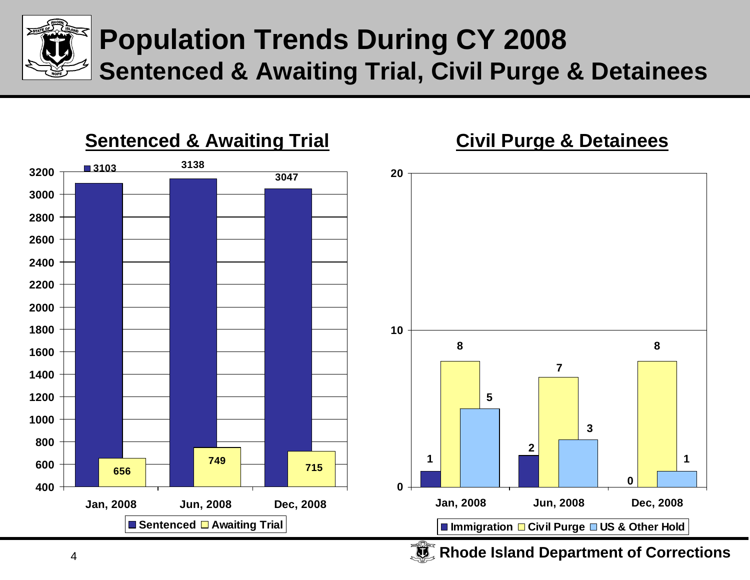# Population Trends During CY 2008

## Sentenced & Awaiting Trial, Civil Purge & Detainees

### Sentenced & Awaiting Trial

| | Sentenced | Awaiting Trial |
|---|---|---|
| Jan, 2008 | 3103 | 656 |
| Jun, 2008 | 3138 | 749 |
| Dec, 2008 | 3047 | 715 |

### Civil Purge & Detainees

| | Immigration | Civil Purge | US & Other Hold |
|---|---|---|---|
| Jan, 2008 | 1 | 8 | 5 |
| Jun, 2008 | 2 | 7 | 3 |
| Dec, 2008 | 0 | 8 | 1 |

Rhode Island Department of Corrections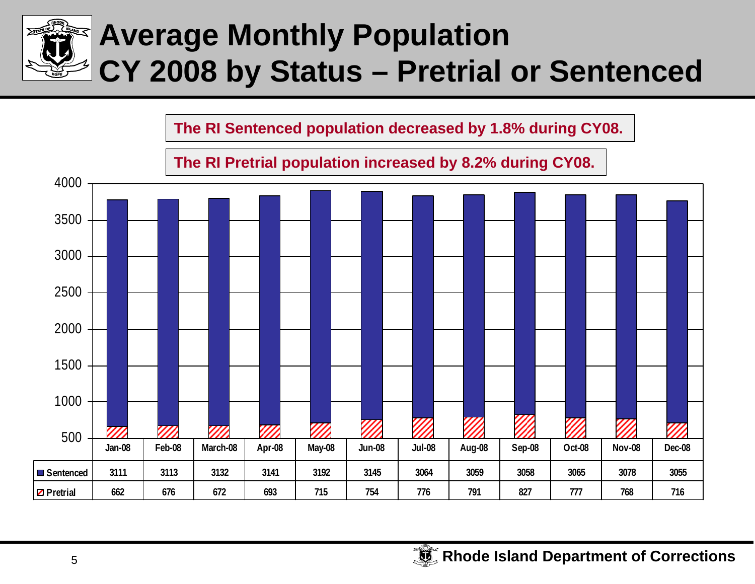# Average Monthly Population CY 2008 by Status – Pretrial or Sentenced

**The RI Sentenced population decreased by 1.8% during CY08.**

**The RI Pretrial population increased by 8.2% during CY08.**

| | Jan-08 | Feb-08 | March-08 | Apr-08 | May-08 | Jun-08 | Jul-08 | Aug-08 | Sep-08 | Oct-08 | Nov-08 | Dec-08 |
|---|---|---|---|---|---|---|---|---|---|---|---|---|
| Sentenced | 3111 | 3113 | 3132 | 3141 | 3192 | 3145 | 3064 | 3059 | 3058 | 3065 | 3078 | 3055 |
| Pretrial | 662 | 676 | 672 | 693 | 715 | 754 | 776 | 791 | 827 | 777 | 768 | 716 |

**Rhode Island Department of Corrections**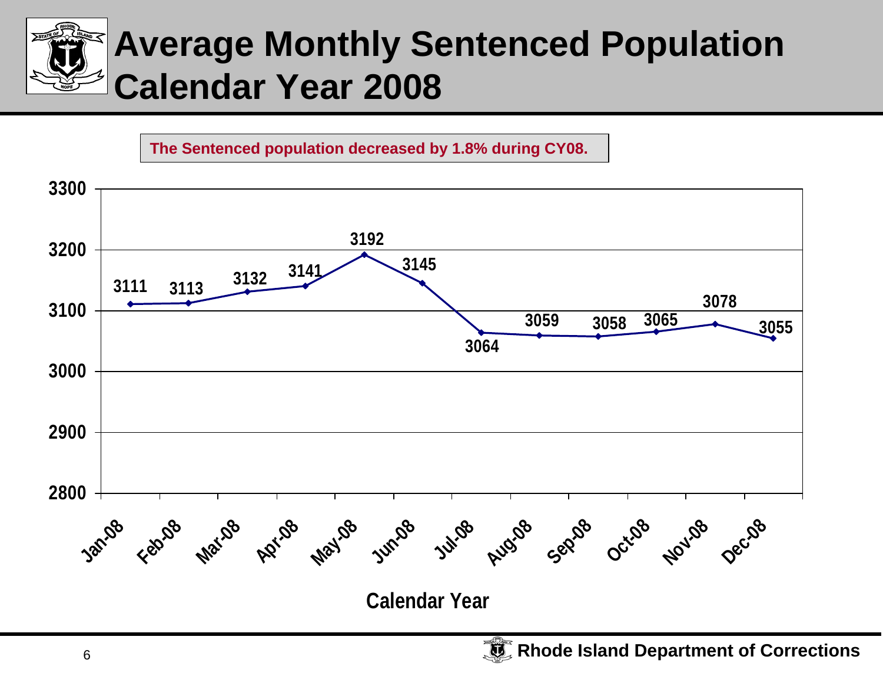# Average Monthly Sentenced Population Calendar Year 2008

The Sentenced population decreased by 1.8% during CY08.

| Month | Population |
|---|---|
| Jan-08 | 3111 |
| Feb-08 | 3113 |
| Mar-08 | 3132 |
| Apr-08 | 3141 |
| May-08 | 3192 |
| Jun-08 | 3145 |
| Jul-08 | 3064 |
| Aug-08 | 3059 |
| Sep-08 | 3058 |
| Oct-08 | 3065 |
| Nov-08 | 3078 |
| Dec-08 | 3055 |

Calendar Year

Rhode Island Department of Corrections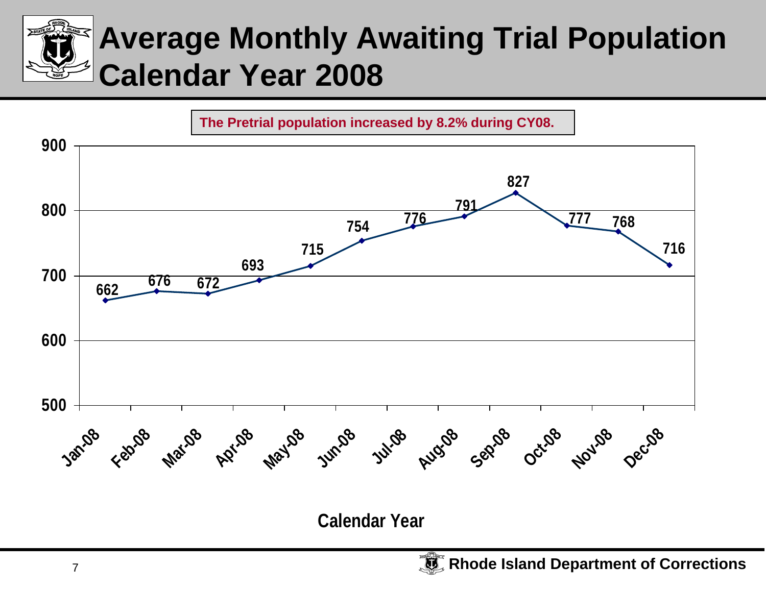# Average Monthly Awaiting Trial Population Calendar Year 2008

**The Pretrial population increased by 8.2% during CY08.**

| Month | Population |
|---|---|
| Jan-08 | 662 |
| Feb-08 | 676 |
| Mar-08 | 672 |
| Apr-08 | 693 |
| May-08 | 715 |
| Jun-08 | 754 |
| Jul-08 | 776 |
| Aug-08 | 791 |
| Sep-08 | 827 |
| Oct-08 | 777 |
| Nov-08 | 768 |
| Dec-08 | 716 |

Calendar Year

**Rhode Island Department of Corrections**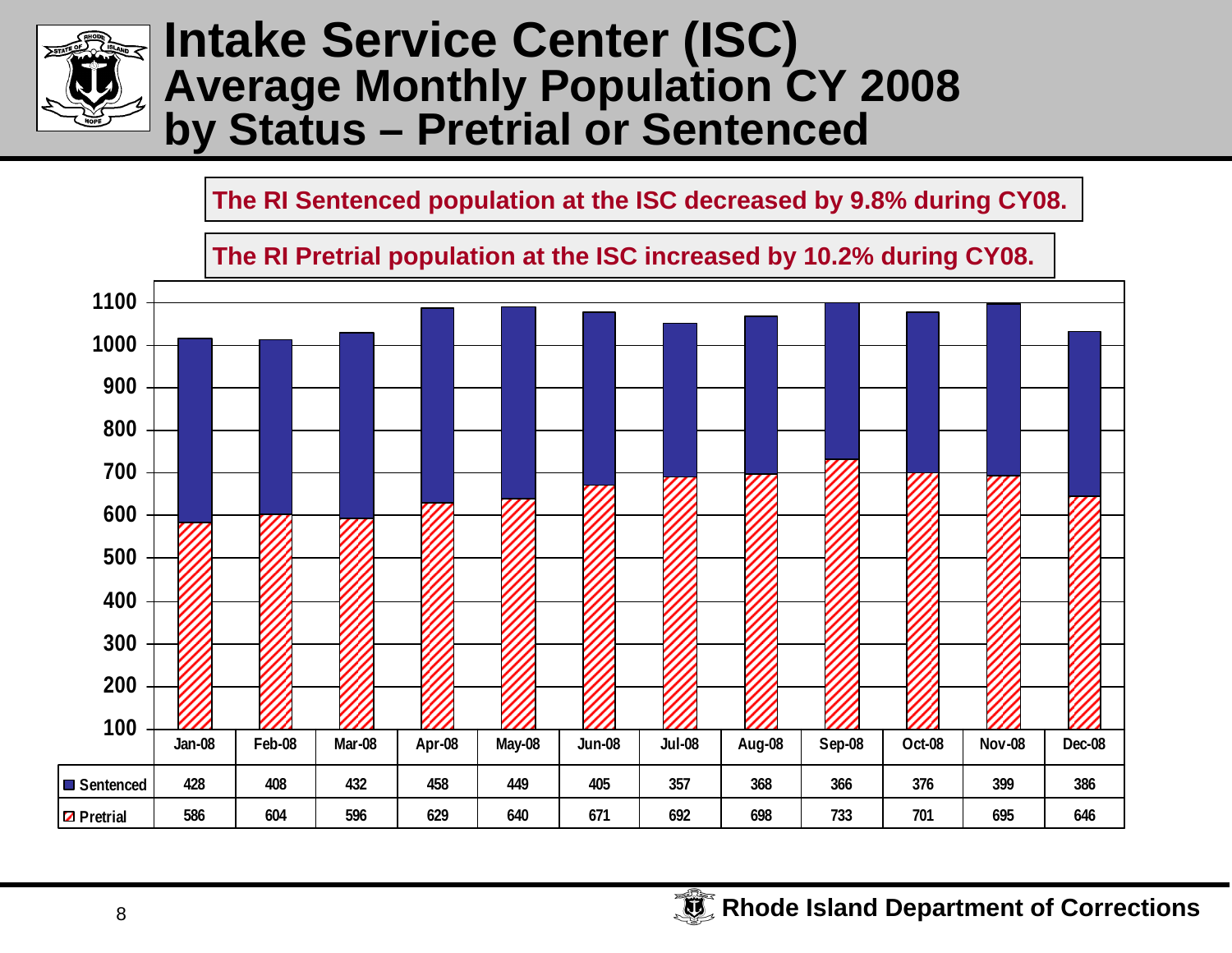# Intake Service Center (ISC) Average Monthly Population CY 2008 by Status – Pretrial or Sentenced

**The RI Sentenced population at the ISC decreased by 9.8% during CY08.**

**The RI Pretrial population at the ISC increased by 10.2% during CY08.**

| | Jan-08 | Feb-08 | Mar-08 | Apr-08 | May-08 | Jun-08 | Jul-08 | Aug-08 | Sep-08 | Oct-08 | Nov-08 | Dec-08 |
|---|---|---|---|---|---|---|---|---|---|---|---|---|
| Sentenced | 428 | 408 | 432 | 458 | 449 | 405 | 357 | 368 | 366 | 376 | 399 | 386 |
| Pretrial | 586 | 604 | 596 | 629 | 640 | 671 | 692 | 698 | 733 | 701 | 695 | 646 |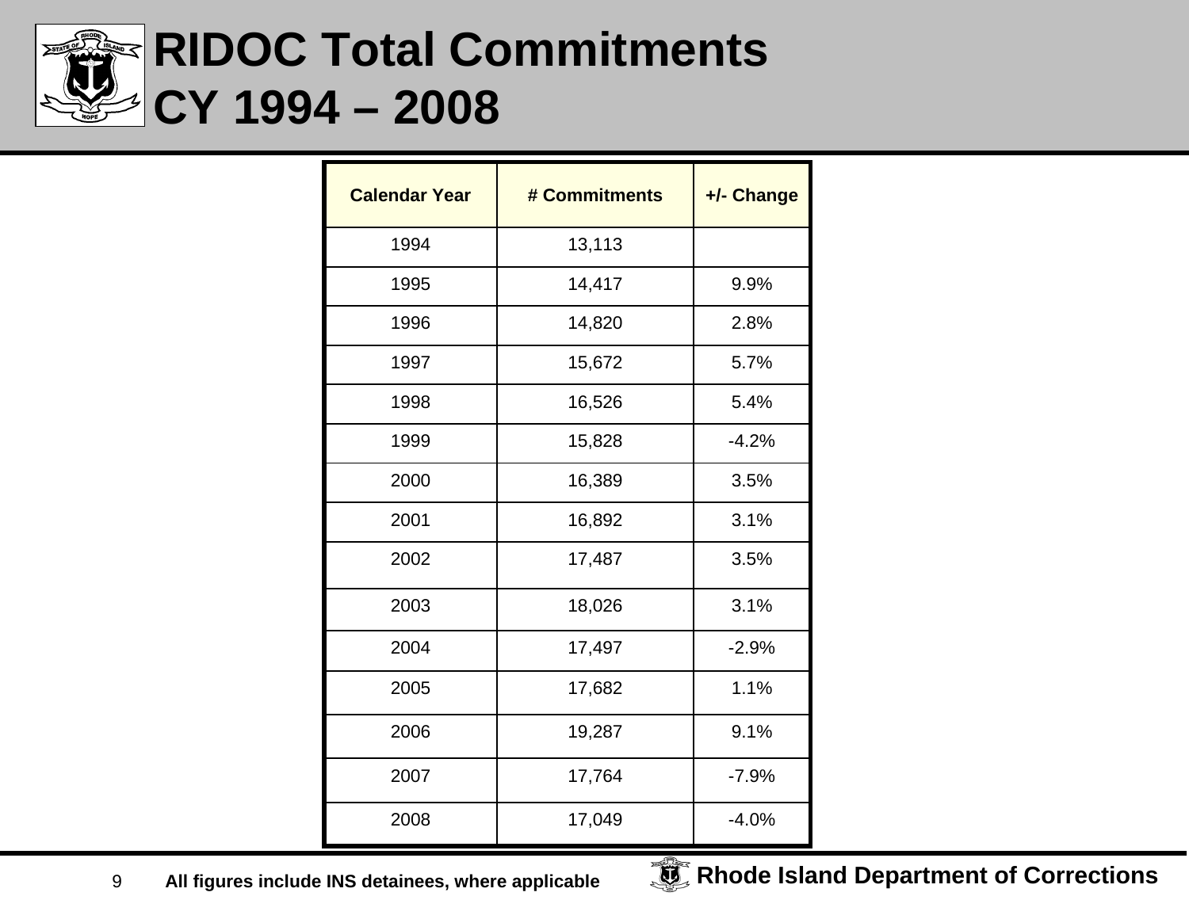# RIDOC Total Commitments CY 1994 – 2008

| Calendar Year | # Commitments | +/- Change |
|---|---|---|
| 1994 | 13,113 | |
| 1995 | 14,417 | 9.9% |
| 1996 | 14,820 | 2.8% |
| 1997 | 15,672 | 5.7% |
| 1998 | 16,526 | 5.4% |
| 1999 | 15,828 | -4.2% |
| 2000 | 16,389 | 3.5% |
| 2001 | 16,892 | 3.1% |
| 2002 | 17,487 | 3.5% |
| 2003 | 18,026 | 3.1% |
| 2004 | 17,497 | -2.9% |
| 2005 | 17,682 | 1.1% |
| 2006 | 19,287 | 9.1% |
| 2007 | 17,764 | -7.9% |
| 2008 | 17,049 | -4.0% |

**All figures include INS detainees, where applicable**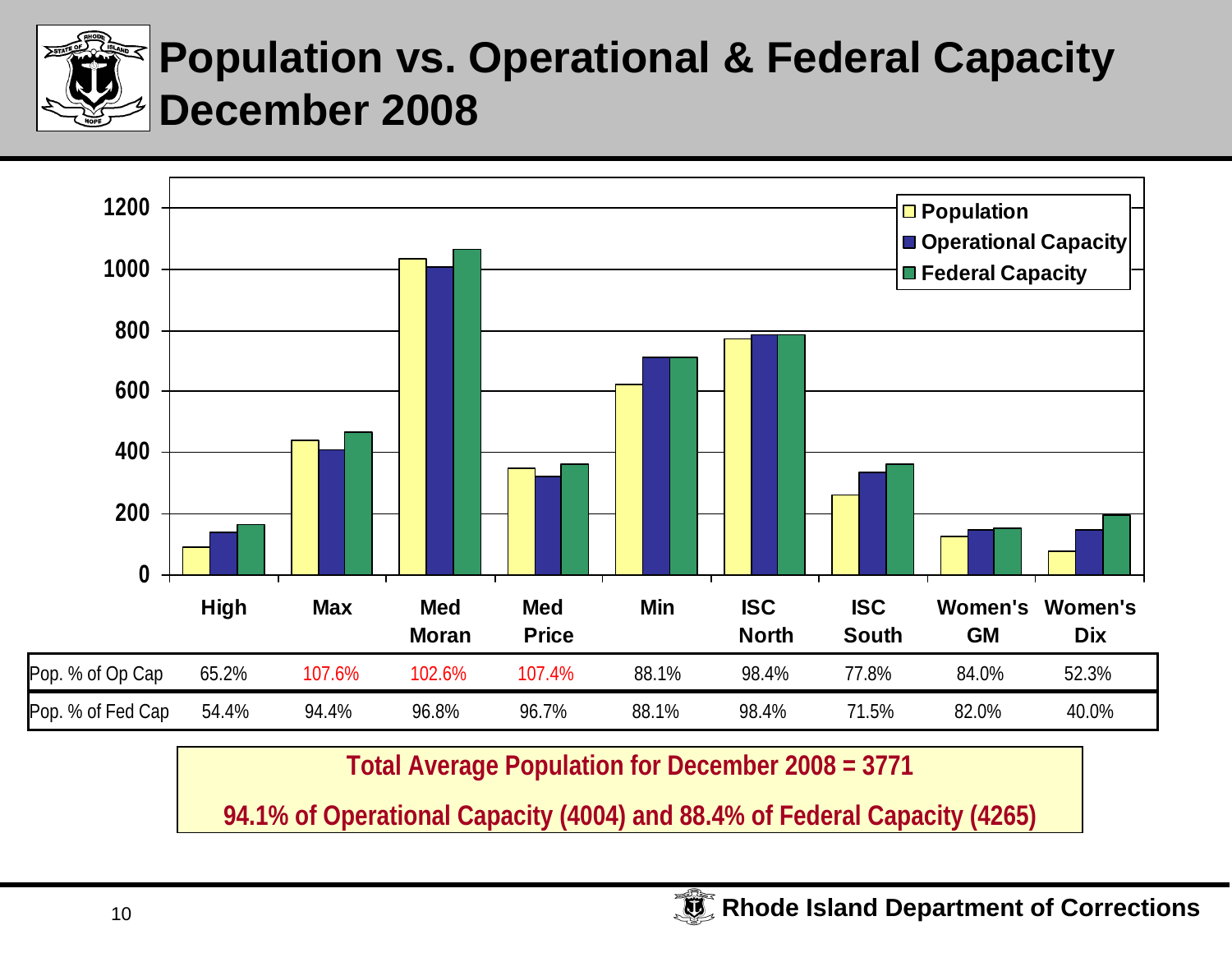# Population vs. Operational & Federal Capacity December 2008

| | High | Max | Med Moran | Med Price | Min | ISC North | ISC South | Women's GM | Women's Dix |
|---|---|---|---|---|---|---|---|---|---|
| Pop. % of Op Cap | 65.2% | 107.6% | 102.6% | 107.4% | 88.1% | 98.4% | 77.8% | 84.0% | 52.3% |
| Pop. % of Fed Cap | 54.4% | 94.4% | 96.8% | 96.7% | 88.1% | 98.4% | 71.5% | 82.0% | 40.0% |

**Total Average Population for December 2008 = 3771**

**94.1% of Operational Capacity (4004) and 88.4% of Federal Capacity (4265)**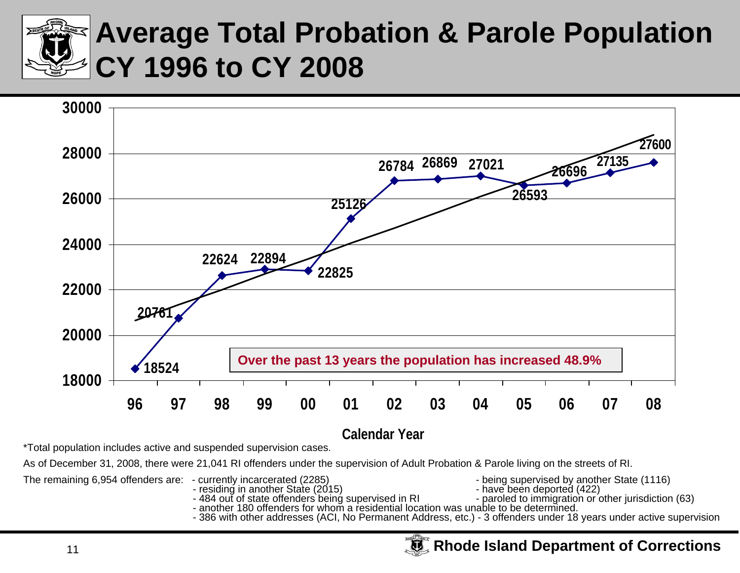# Average Total Probation & Parole Population CY 1996 to CY 2008

| Calendar Year | 96 | 97 | 98 | 99 | 00 | 01 | 02 | 03 | 04 | 05 | 06 | 07 | 08 |
|---|---|---|---|---|---|---|---|---|---|---|---|---|---|
| Population | 18524 | 20761 | 22624 | 22894 | 22825 | 25126 | 26784 | 26869 | 27021 | 26593 | 26696 | 27135 | 27600 |

Over the past 13 years the population has increased 48.9%

*Total population includes active and suspended supervision cases.

As of December 31, 2008, there were 21,041 RI offenders under the supervision of Adult Probation & Parole living on the streets of RI.

The remaining 6,954 offenders are:

- currently incarcerated (2285)
- residing in another State (2015)
- 484 out of state offenders being supervised in RI
- being supervised by another State (1116)
- have been deported (422)
- paroled to immigration or other jurisdiction (63)
- another 180 offenders for whom a residential location was unable to be determined.
- 386 with other addresses (ACI, No Permanent Address, etc.) - 3 offenders under 18 years under active supervision

**Rhode Island Department of Corrections**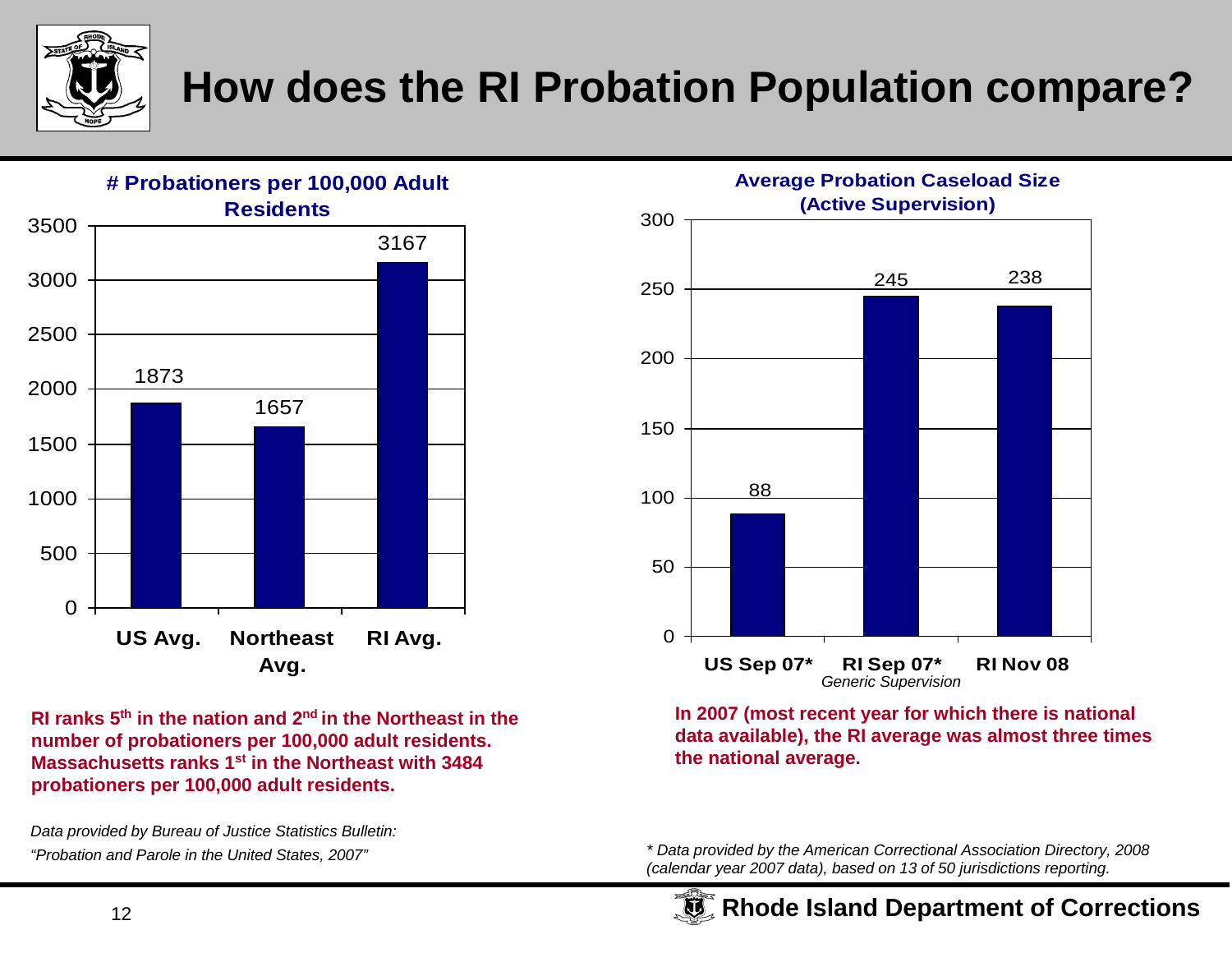# How does the RI Probation Population compare?

**# Probationers per 100,000 Adult Residents**

| | # Probationers per 100,000 Adult Residents |
|---|---|
| US Avg. | 1873 |
| Northeast Avg. | 1657 |
| RI Avg. | 3167 |

**RI ranks 5th in the nation and 2nd in the Northeast in the number of probationers per 100,000 adult residents. Massachusetts ranks 1st in the Northeast with 3484 probationers per 100,000 adult residents.**

*Data provided by Bureau of Justice Statistics Bulletin: "Probation and Parole in the United States, 2007"*

**Average Probation Caseload Size (Active Supervision)**

| | Average Probation Caseload Size |
|---|---|
| US Sep 07* | 88 |
| RI Sep 07* (*Generic Supervision*) | 245 |
| RI Nov 08 | 238 |

**In 2007 (most recent year for which there is national data available), the RI average was almost three times the national average.**

*\* Data provided by the American Correctional Association Directory, 2008 (calendar year 2007 data), based on 13 of 50 jurisdictions reporting.*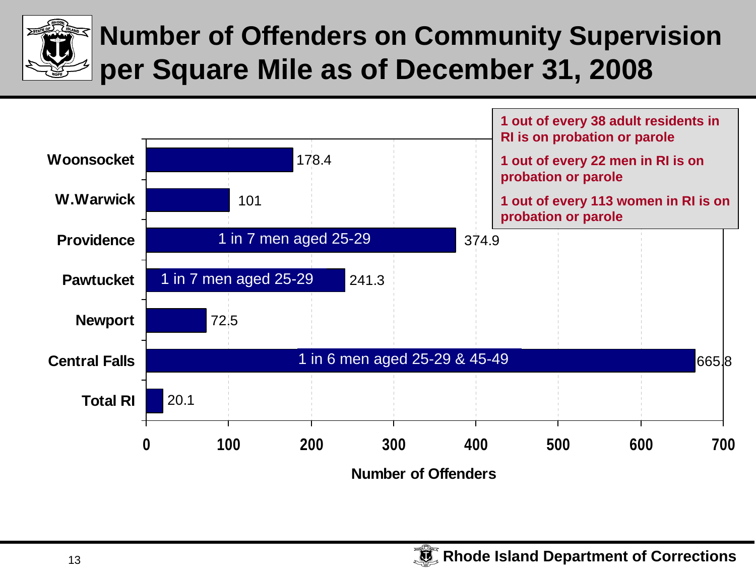# Number of Offenders on Community Supervision per Square Mile as of December 31, 2008

| Location | Number of Offenders | Note |
|---|---|---|
| Woonsocket | 178.4 | |
| W.Warwick | 101 | |
| Providence | 374.9 | 1 in 7 men aged 25-29 |
| Pawtucket | 241.3 | 1 in 7 men aged 25-29 |
| Newport | 72.5 | |
| Central Falls | 665.8 | 1 in 6 men aged 25-29 & 45-49 |
| Total RI | 20.1 | |

**1 out of every 38 adult residents in RI is on probation or parole**

**1 out of every 22 men in RI is on probation or parole**

**1 out of every 113 women in RI is on probation or parole**

**Rhode Island Department of Corrections**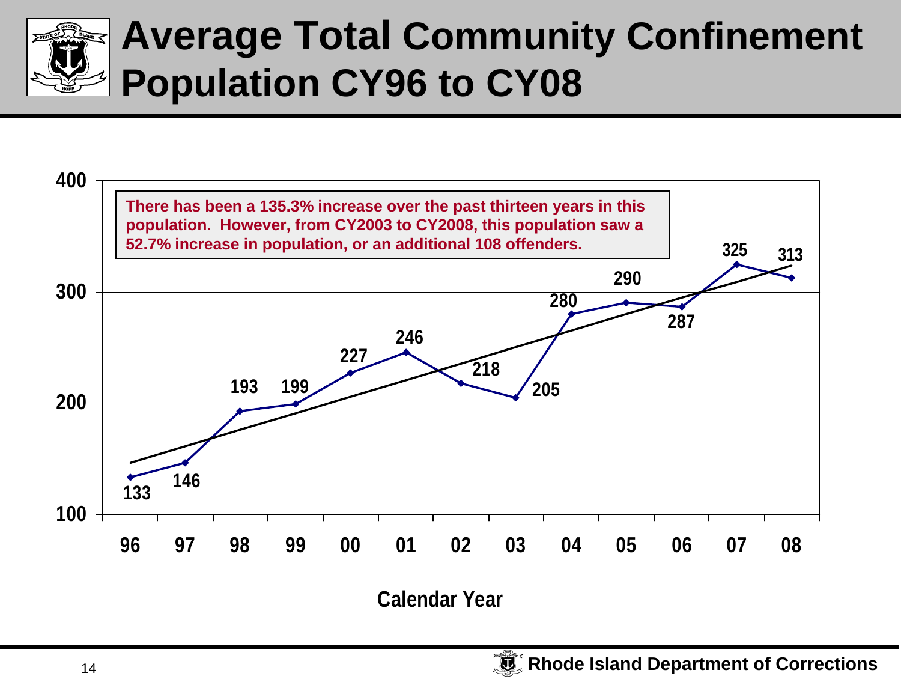# Average Total Community Confinement Population CY96 to CY08

There has been a 135.3% increase over the past thirteen years in this population. However, from CY2003 to CY2008, this population saw a 52.7% increase in population, or an additional 108 offenders.

| Calendar Year | 96 | 97 | 98 | 99 | 00 | 01 | 02 | 03 | 04 | 05 | 06 | 07 | 08 |
|---|---|---|---|---|---|---|---|---|---|---|---|---|---|
| Population | 133 | 146 | 193 | 199 | 227 | 246 | 218 | 205 | 280 | 290 | 287 | 325 | 313 |

Rhode Island Department of Corrections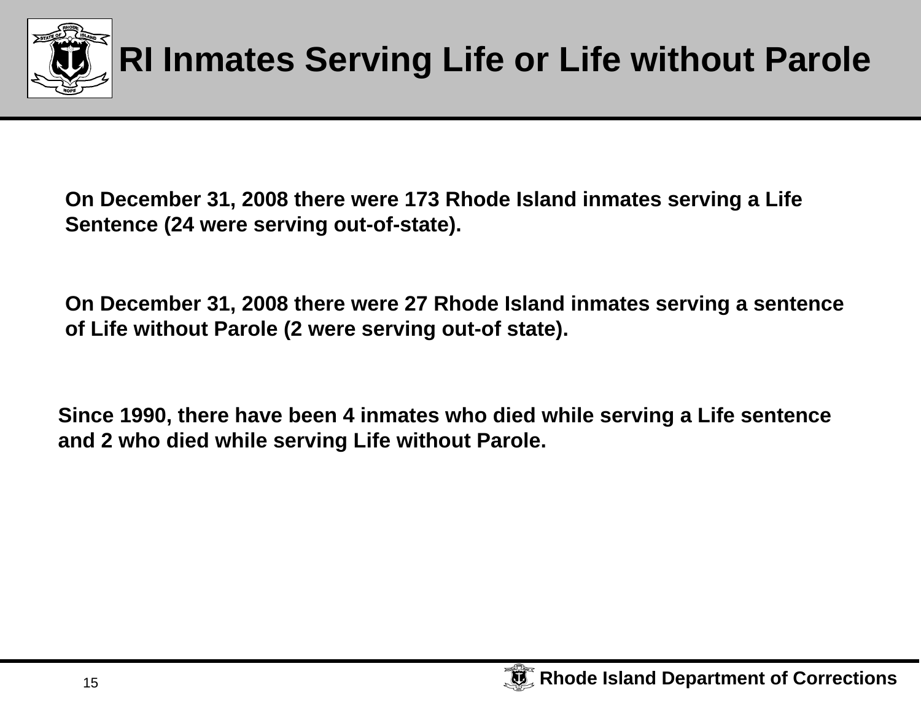# RI Inmates Serving Life or Life without Parole

**On December 31, 2008 there were 173 Rhode Island inmates serving a Life Sentence (24 were serving out-of-state).**

**On December 31, 2008 there were 27 Rhode Island inmates serving a sentence of Life without Parole (2 were serving out-of state).**

**Since 1990, there have been 4 inmates who died while serving a Life sentence and 2 who died while serving Life without Parole.**

**Rhode Island Department of Corrections**